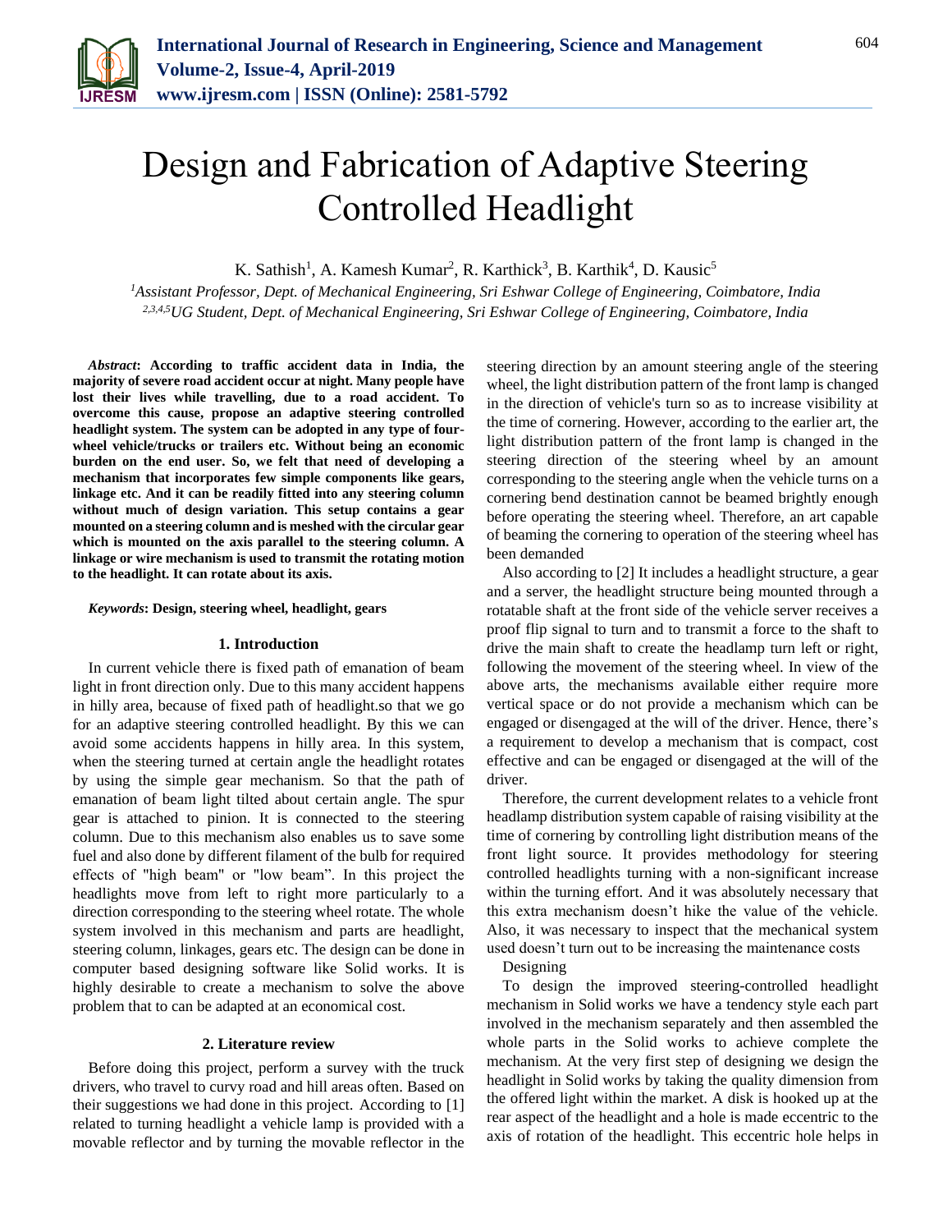# Design and Fabrication of Adaptive Steering Controlled Headlight

K. Sathish[1], A. Kamesh Kumar[2], R. Karthick[3], B. Karthik[4], D. Kausic[5]

[1]*Assistant Professor, Dept. of Mechanical Engineering, Sri Eshwar College of Engineering, Coimbatore, India*
[2,3,4,5]*UG Student, Dept. of Mechanical Engineering, Sri Eshwar College of Engineering, Coimbatore, India*

***Abstract*: According to traffic accident data in India, the majority of severe road accident occur at night. Many people have lost their lives while travelling, due to a road accident. To overcome this cause, propose an adaptive steering controlled headlight system. The system can be adopted in any type of four-wheel vehicle/trucks or trailers etc. Without being an economic burden on the end user. So, we felt that need of developing a mechanism that incorporates few simple components like gears, linkage etc. And it can be readily fitted into any steering column without much of design variation. This setup contains a gear mounted on a steering column and is meshed with the circular gear which is mounted on the axis parallel to the steering column. A linkage or wire mechanism is used to transmit the rotating motion to the headlight. It can rotate about its axis.**

***Keywords*: Design, steering wheel, headlight, gears**

## 1. Introduction

In current vehicle there is fixed path of emanation of beam light in front direction only. Due to this many accident happens in hilly area, because of fixed path of headlight.so that we go for an adaptive steering controlled headlight. By this we can avoid some accidents happens in hilly area. In this system, when the steering turned at certain angle the headlight rotates by using the simple gear mechanism. So that the path of emanation of beam light tilted about certain angle. The spur gear is attached to pinion. It is connected to the steering column. Due to this mechanism also enables us to save some fuel and also done by different filament of the bulb for required effects of "high beam" or "low beam". In this project the headlights move from left to right more particularly to a direction corresponding to the steering wheel rotate. The whole system involved in this mechanism and parts are headlight, steering column, linkages, gears etc. The design can be done in computer based designing software like Solid works. It is highly desirable to create a mechanism to solve the above problem that to can be adapted at an economical cost.

## 2. Literature review

Before doing this project, perform a survey with the truck drivers, who travel to curvy road and hill areas often. Based on their suggestions we had done in this project. According to [1] related to turning headlight a vehicle lamp is provided with a movable reflector and by turning the movable reflector in the steering direction by an amount steering angle of the steering wheel, the light distribution pattern of the front lamp is changed in the direction of vehicle's turn so as to increase visibility at the time of cornering. However, according to the earlier art, the light distribution pattern of the front lamp is changed in the steering direction of the steering wheel by an amount corresponding to the steering angle when the vehicle turns on a cornering bend destination cannot be beamed brightly enough before operating the steering wheel. Therefore, an art capable of beaming the cornering to operation of the steering wheel has been demanded

Also according to [2] It includes a headlight structure, a gear and a server, the headlight structure being mounted through a rotatable shaft at the front side of the vehicle server receives a proof flip signal to turn and to transmit a force to the shaft to drive the main shaft to create the headlamp turn left or right, following the movement of the steering wheel. In view of the above arts, the mechanisms available either require more vertical space or do not provide a mechanism which can be engaged or disengaged at the will of the driver. Hence, there's a requirement to develop a mechanism that is compact, cost effective and can be engaged or disengaged at the will of the driver.

Therefore, the current development relates to a vehicle front headlamp distribution system capable of raising visibility at the time of cornering by controlling light distribution means of the front light source. It provides methodology for steering controlled headlights turning with a non-significant increase within the turning effort. And it was absolutely necessary that this extra mechanism doesn't hike the value of the vehicle. Also, it was necessary to inspect that the mechanical system used doesn't turn out to be increasing the maintenance costs

Designing

To design the improved steering-controlled headlight mechanism in Solid works we have a tendency style each part involved in the mechanism separately and then assembled the whole parts in the Solid works to achieve complete the mechanism. At the very first step of designing we design the headlight in Solid works by taking the quality dimension from the offered light within the market. A disk is hooked up at the rear aspect of the headlight and a hole is made eccentric to the axis of rotation of the headlight. This eccentric hole helps in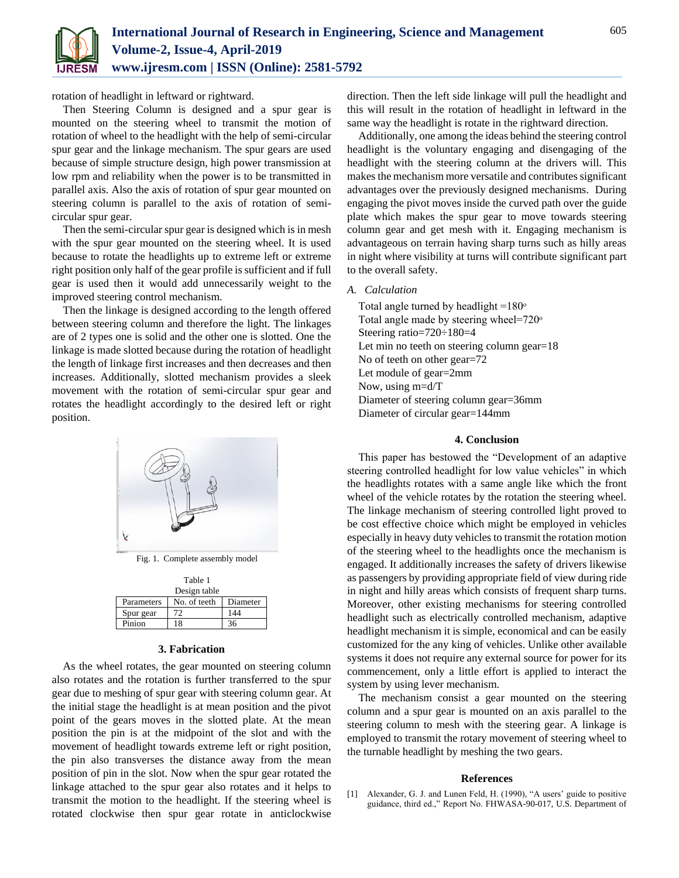rotation of headlight in leftward or rightward.

Then Steering Column is designed and a spur gear is mounted on the steering wheel to transmit the motion of rotation of wheel to the headlight with the help of semi-circular spur gear and the linkage mechanism. The spur gears are used because of simple structure design, high power transmission at low rpm and reliability when the power is to be transmitted in parallel axis. Also the axis of rotation of spur gear mounted on steering column is parallel to the axis of rotation of semi-circular spur gear.

Then the semi-circular spur gear is designed which is in mesh with the spur gear mounted on the steering wheel. It is used because to rotate the headlights up to extreme left or extreme right position only half of the gear profile is sufficient and if full gear is used then it would add unnecessarily weight to the improved steering control mechanism.

Then the linkage is designed according to the length offered between steering column and therefore the light. The linkages are of 2 types one is solid and the other one is slotted. One the linkage is made slotted because during the rotation of headlight the length of linkage first increases and then decreases and then increases. Additionally, slotted mechanism provides a sleek movement with the rotation of semi-circular spur gear and rotates the headlight accordingly to the desired left or right position.

Fig. 1. Complete assembly model

Table 1
Design table

| Parameters | No. of teeth | Diameter |
|---|---|---|
| Spur gear | 72 | 144 |
| Pinion | 18 | 36 |

## 3. Fabrication

As the wheel rotates, the gear mounted on steering column also rotates and the rotation is further transferred to the spur gear due to meshing of spur gear with steering column gear. At the initial stage the headlight is at mean position and the pivot point of the gears moves in the slotted plate. At the mean position the pin is at the midpoint of the slot and with the movement of headlight towards extreme left or right position, the pin also transverses the distance away from the mean position of pin in the slot. Now when the spur gear rotated the linkage attached to the spur gear also rotates and it helps to transmit the motion to the headlight. If the steering wheel is rotated clockwise then spur gear rotate in anticlockwise direction. Then the left side linkage will pull the headlight and this will result in the rotation of headlight in leftward in the same way the headlight is rotate in the rightward direction.

Additionally, one among the ideas behind the steering control headlight is the voluntary engaging and disengaging of the headlight with the steering column at the drivers will. This makes the mechanism more versatile and contributes significant advantages over the previously designed mechanisms. During engaging the pivot moves inside the curved path over the guide plate which makes the spur gear to move towards steering column gear and get mesh with it. Engaging mechanism is advantageous on terrain having sharp turns such as hilly areas in night where visibility at turns will contribute significant part to the overall safety.

### *A. Calculation*

Total angle turned by headlight $=180^{o}$
Total angle made by steering wheel$=720^{o}$
Steering ratio$=720\div180=4$
Let min no teeth on steering column gear=18
No of teeth on other gear=72
Let module of gear=2mm
Now, using $m=d/T$
Diameter of steering column gear=36mm
Diameter of circular gear=144mm

## 4. Conclusion

This paper has bestowed the "Development of an adaptive steering controlled headlight for low value vehicles" in which the headlights rotates with a same angle like which the front wheel of the vehicle rotates by the rotation the steering wheel. The linkage mechanism of steering controlled light proved to be cost effective choice which might be employed in vehicles especially in heavy duty vehicles to transmit the rotation motion of the steering wheel to the headlights once the mechanism is engaged. It additionally increases the safety of drivers likewise as passengers by providing appropriate field of view during ride in night and hilly areas which consists of frequent sharp turns. Moreover, other existing mechanisms for steering controlled headlight such as electrically controlled mechanism, adaptive headlight mechanism it is simple, economical and can be easily customized for the any king of vehicles. Unlike other available systems it does not require any external source for power for its commencement, only a little effort is applied to interact the system by using lever mechanism.

The mechanism consist a gear mounted on the steering column and a spur gear is mounted on an axis parallel to the steering column to mesh with the steering gear. A linkage is employed to transmit the rotary movement of steering wheel to the turnable headlight by meshing the two gears.

## References

[1] Alexander, G. J. and Lunen Feld, H. (1990), "A users' guide to positive guidance, third ed.," Report No. FHWASA-90-017, U.S. Department of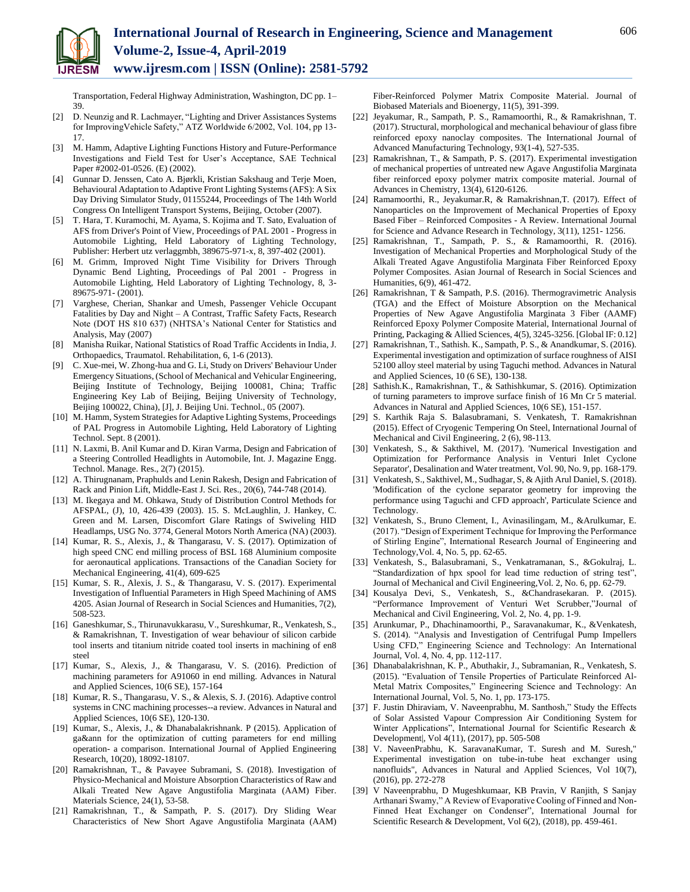Transportation, Federal Highway Administration, Washington, DC pp. 1–39.

[2] D. Neunzig and R. Lachmayer, "Lighting and Driver Assistances Systems for ImprovingVehicle Safety," ATZ Worldwide 6/2002, Vol. 104, pp 13-17.

[3] M. Hamm, Adaptive Lighting Functions History and Future-Performance Investigations and Field Test for User's Acceptance, SAE Technical Paper #2002-01-0526. (E) (2002).

[4] Gunnar D. Jenssen, Cato A. Bjørkli, Kristian Sakshaug and Terje Moen, Behavioural Adaptation to Adaptive Front Lighting Systems (AFS): A Six Day Driving Simulator Study, 01155244, Proceedings of The 14th World Congress On Intelligent Transport Systems, Beijing, October (2007).

[5] T. Hara, T. Kuramochi, M. Ayama, S. Kojima and T. Sato, Evaluation of AFS from Driver's Point of View, Proceedings of PAL 2001 - Progress in Automobile Lighting, Held Laboratory of Lighting Technology, Publisher: Herbert utz verlaggmbh, 389675-971-x, 8, 397-402 (2001).

[6] M. Grimm, Improved Night Time Visibility for Drivers Through Dynamic Bend Lighting, Proceedings of Pal 2001 - Progress in Automobile Lighting, Held Laboratory of Lighting Technology, 8, 3-89675-971- (2001).

[7] Varghese, Cherian, Shankar and Umesh, Passenger Vehicle Occupant Fatalities by Day and Night – A Contrast, Traffic Safety Facts, Research Note (DOT HS 810 637) (NHTSA's National Center for Statistics and Analysis, May (2007)

[8] Manisha Ruikar, National Statistics of Road Traffic Accidents in India, J. Orthopaedics, Traumatol. Rehabilitation, 6, 1-6 (2013).

[9] C. Xue-mei, W. Zhong-hua and G. Li, Study on Drivers' Behaviour Under Emergency Situations, (School of Mechanical and Vehicular Engineering, Beijing Institute of Technology, Beijing 100081, China; Traffic Engineering Key Lab of Beijing, Beijing University of Technology, Beijing 100022, China), [J], J. Beijing Uni. Technol., 05 (2007).

[10] M. Hamm, System Strategies for Adaptive Lighting Systems, Proceedings of PAL Progress in Automobile Lighting, Held Laboratory of Lighting Technol. Sept. 8 (2001).

[11] N. Laxmi, B. Anil Kumar and D. Kiran Varma, Design and Fabrication of a Steering Controlled Headlights in Automobile, Int. J. Magazine Engg. Technol. Manage. Res., 2(7) (2015).

[12] A. Thirugnanam, Praphulds and Lenin Rakesh, Design and Fabrication of Rack and Pinion Lift, Middle-East J. Sci. Res., 20(6), 744-748 (2014).

[13] M. Ikegaya and M. Ohkawa, Study of Distribution Control Methods for AFSPAL, (J), 10, 426-439 (2003). 15. S. McLaughlin, J. Hankey, C. Green and M. Larsen, Discomfort Glare Ratings of Swiveling HID Headlamps, USG No. 3774, General Motors North America (NA) (2003).

[14] Kumar, R. S., Alexis, J., & Thangarasu, V. S. (2017). Optimization of high speed CNC end milling process of BSL 168 Aluminium composite for aeronautical applications. Transactions of the Canadian Society for Mechanical Engineering, 41(4), 609-625

[15] Kumar, S. R., Alexis, J. S., & Thangarasu, V. S. (2017). Experimental Investigation of Influential Parameters in High Speed Machining of AMS 4205. Asian Journal of Research in Social Sciences and Humanities, 7(2), 508-523.

[16] Ganeshkumar, S., Thirunavukkarasu, V., Sureshkumar, R., Venkatesh, S., & Ramakrishnan, T. Investigation of wear behaviour of silicon carbide tool inserts and titanium nitride coated tool inserts in machining of en8 steel

[17] Kumar, S., Alexis, J., & Thangarasu, V. S. (2016). Prediction of machining parameters for A91060 in end milling. Advances in Natural and Applied Sciences, 10(6 SE), 157-164

[18] Kumar, R. S., Thangarasu, V. S., & Alexis, S. J. (2016). Adaptive control systems in CNC machining processes--a review. Advances in Natural and Applied Sciences, 10(6 SE), 120-130.

[19] Kumar, S., Alexis, J., & Dhanabalakrishnank. P (2015). Application of ga&ann for the optimization of cutting parameters for end milling operation- a comparison. International Journal of Applied Engineering Research, 10(20), 18092-18107.

[20] Ramakrishnan, T., & Pavayee Subramani, S. (2018). Investigation of Physico-Mechanical and Moisture Absorption Characteristics of Raw and Alkali Treated New Agave Angustifolia Marginata (AAM) Fiber. Materials Science, 24(1), 53-58.

[21] Ramakrishnan, T., & Sampath, P. S. (2017). Dry Sliding Wear Characteristics of New Short Agave Angustifolia Marginata (AAM) Fiber-Reinforced Polymer Matrix Composite Material. Journal of Biobased Materials and Bioenergy, 11(5), 391-399.

[22] Jeyakumar, R., Sampath, P. S., Ramamoorthi, R., & Ramakrishnan, T. (2017). Structural, morphological and mechanical behaviour of glass fibre reinforced epoxy nanoclay composites. The International Journal of Advanced Manufacturing Technology, 93(1-4), 527-535.

[23] Ramakrishnan, T., & Sampath, P. S. (2017). Experimental investigation of mechanical properties of untreated new Agave Angustifolia Marginata fiber reinforced epoxy polymer matrix composite material. Journal of Advances in Chemistry, 13(4), 6120-6126.

[24] Ramamoorthi, R., Jeyakumar.R, & Ramakrishnan,T. (2017). Effect of Nanoparticles on the Improvement of Mechanical Properties of Epoxy Based Fiber – Reinforced Composites - A Review. International Journal for Science and Advance Research in Technology, 3(11), 1251- 1256.

[25] Ramakrishnan, T., Sampath, P. S., & Ramamoorthi, R. (2016). Investigation of Mechanical Properties and Morphological Study of the Alkali Treated Agave Angustifolia Marginata Fiber Reinforced Epoxy Polymer Composites. Asian Journal of Research in Social Sciences and Humanities, 6(9), 461-472.

[26] Ramakrishnan, T & Sampath, P.S. (2016). Thermogravimetric Analysis (TGA) and the Effect of Moisture Absorption on the Mechanical Properties of New Agave Angustifolia Marginata 3 Fiber (AAMF) Reinforced Epoxy Polymer Composite Material, International Journal of Printing, Packaging & Allied Sciences, 4(5), 3245-3256. [Global IF: 0.12]

[27] Ramakrishnan, T., Sathish. K., Sampath, P. S., & Anandkumar, S. (2016). Experimental investigation and optimization of surface roughness of AISI 52100 alloy steel material by using Taguchi method. Advances in Natural and Applied Sciences, 10 (6 SE), 130-138.

[28] Sathish.K., Ramakrishnan, T., & Sathishkumar, S. (2016). Optimization of turning parameters to improve surface finish of 16 Mn Cr 5 material. Advances in Natural and Applied Sciences, 10(6 SE), 151-157.

[29] S. Karthik Raja S. Balasubramani, S. Venkatesh, T. Ramakrishnan (2015). Effect of Cryogenic Tempering On Steel, International Journal of Mechanical and Civil Engineering, 2 (6), 98-113.

[30] Venkatesh, S., & Sakthivel, M. (2017). 'Numerical Investigation and Optimization for Performance Analysis in Venturi Inlet Cyclone Separator', Desalination and Water treatment, Vol. 90, No. 9, pp. 168-179.

[31] Venkatesh, S., Sakthivel, M., Sudhagar, S, & Ajith Arul Daniel, S. (2018). 'Modification of the cyclone separator geometry for improving the performance using Taguchi and CFD approach', Particulate Science and Technology.

[32] Venkatesh, S., Bruno Clement, I., Avinasilingam, M., &Arulkumar, E. (2017). "Design of Experiment Technique for Improving the Performance of Stirling Engine", International Research Journal of Engineering and Technology,Vol. 4, No. 5, pp. 62-65.

[33] Venkatesh, S., Balasubramani, S., Venkatramanan, S., &Gokulraj, L. "Standardization of hpx spool for lead time reduction of string test", Journal of Mechanical and Civil Engineering,Vol. 2, No. 6, pp. 62-79.

[34] Kousalya Devi, S., Venkatesh, S., &Chandrasekaran. P. (2015). "Performance Improvement of Venturi Wet Scrubber,"Journal of Mechanical and Civil Engineering, Vol. 2, No. 4, pp. 1-9.

[35] Arunkumar, P., Dhachinamoorthi, P., Saravanakumar, K., &Venkatesh, S. (2014). "Analysis and Investigation of Centrifugal Pump Impellers Using CFD," Engineering Science and Technology: An International Journal, Vol. 4, No. 4, pp. 112-117.

[36] Dhanabalakrishnan, K. P., Abuthakir, J., Subramanian, R., Venkatesh, S. (2015). "Evaluation of Tensile Properties of Particulate Reinforced Al-Metal Matrix Composites," Engineering Science and Technology: An International Journal, Vol. 5, No. 1, pp. 173-175.

[37] F. Justin Dhiraviam, V. Naveenprabhu, M. Santhosh," Study the Effects of Solar Assisted Vapour Compression Air Conditioning System for Winter Applications", International Journal for Scientific Research & Development|, Vol 4(11), (2017), pp. 505-508

[38] V. NaveenPrabhu, K. SaravanaKumar, T. Suresh and M. Suresh," Experimental investigation on tube-in-tube heat exchanger using nanofluids", Advances in Natural and Applied Sciences, Vol 10(7), (2016), pp. 272-278

[39] V Naveenprabhu, D Mugeshkumaar, KB Pravin, V Ranjith, S Sanjay Arthanari Swamy," A Review of Evaporative Cooling of Finned and Non-Finned Heat Exchanger on Condenser", International Journal for Scientific Research & Development, Vol 6(2), (2018), pp. 459-461.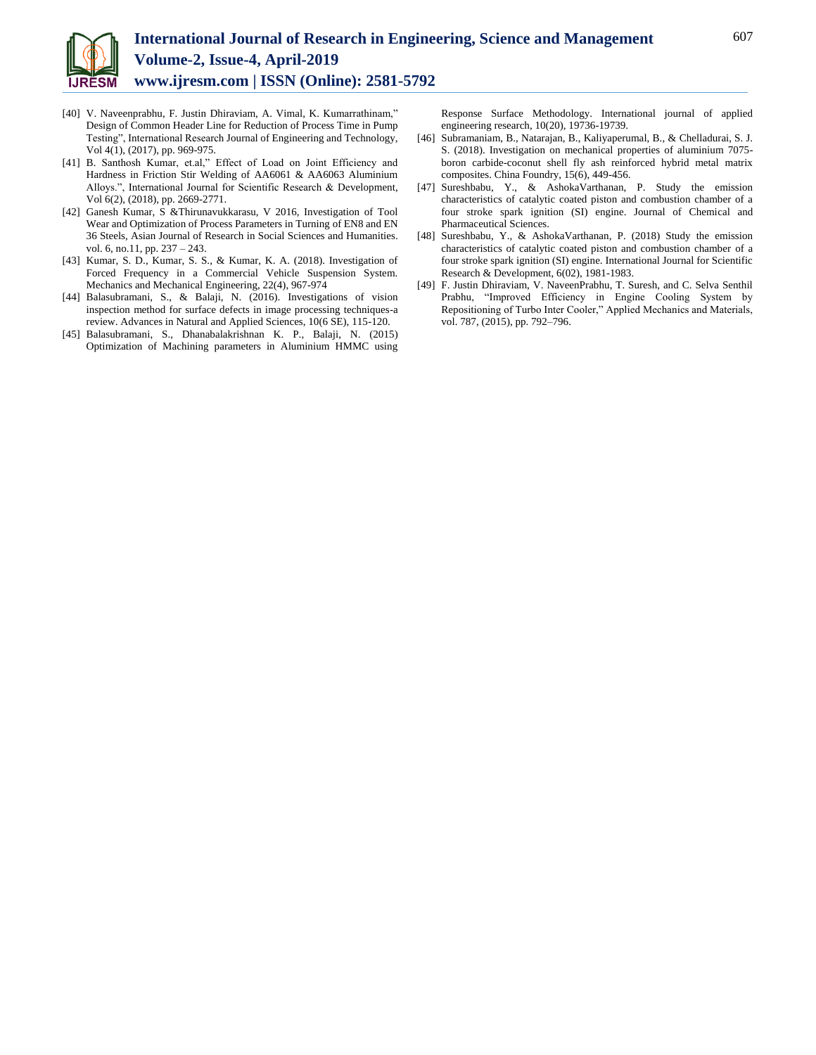[40] V. Naveenprabhu, F. Justin Dhiraviam, A. Vimal, K. Kumarrathinam," Design of Common Header Line for Reduction of Process Time in Pump Testing", International Research Journal of Engineering and Technology, Vol 4(1), (2017), pp. 969-975.

[41] B. Santhosh Kumar, et.al," Effect of Load on Joint Efficiency and Hardness in Friction Stir Welding of AA6061 & AA6063 Aluminium Alloys.", International Journal for Scientific Research & Development, Vol 6(2), (2018), pp. 2669-2771.

[42] Ganesh Kumar, S &Thirunavukkarasu, V 2016, Investigation of Tool Wear and Optimization of Process Parameters in Turning of EN8 and EN 36 Steels, Asian Journal of Research in Social Sciences and Humanities. vol. 6, no.11, pp. 237 – 243.

[43] Kumar, S. D., Kumar, S. S., & Kumar, K. A. (2018). Investigation of Forced Frequency in a Commercial Vehicle Suspension System. Mechanics and Mechanical Engineering, 22(4), 967-974

[44] Balasubramani, S., & Balaji, N. (2016). Investigations of vision inspection method for surface defects in image processing techniques-a review. Advances in Natural and Applied Sciences, 10(6 SE), 115-120.

[45] Balasubramani, S., Dhanabalakrishnan K. P., Balaji, N. (2015) Optimization of Machining parameters in Aluminium HMMC using Response Surface Methodology. International journal of applied engineering research, 10(20), 19736-19739.

[46] Subramaniam, B., Natarajan, B., Kaliyaperumal, B., & Chelladurai, S. J. S. (2018). Investigation on mechanical properties of aluminium 7075-boron carbide-coconut shell fly ash reinforced hybrid metal matrix composites. China Foundry, 15(6), 449-456.

[47] Sureshbabu, Y., & AshokaVarthanan, P. Study the emission characteristics of catalytic coated piston and combustion chamber of a four stroke spark ignition (SI) engine. Journal of Chemical and Pharmaceutical Sciences.

[48] Sureshbabu, Y., & AshokaVarthanan, P. (2018) Study the emission characteristics of catalytic coated piston and combustion chamber of a four stroke spark ignition (SI) engine. International Journal for Scientific Research & Development, 6(02), 1981-1983.

[49] F. Justin Dhiraviam, V. NaveenPrabhu, T. Suresh, and C. Selva Senthil Prabhu, "Improved Efficiency in Engine Cooling System by Repositioning of Turbo Inter Cooler," Applied Mechanics and Materials, vol. 787, (2015), pp. 792–796.